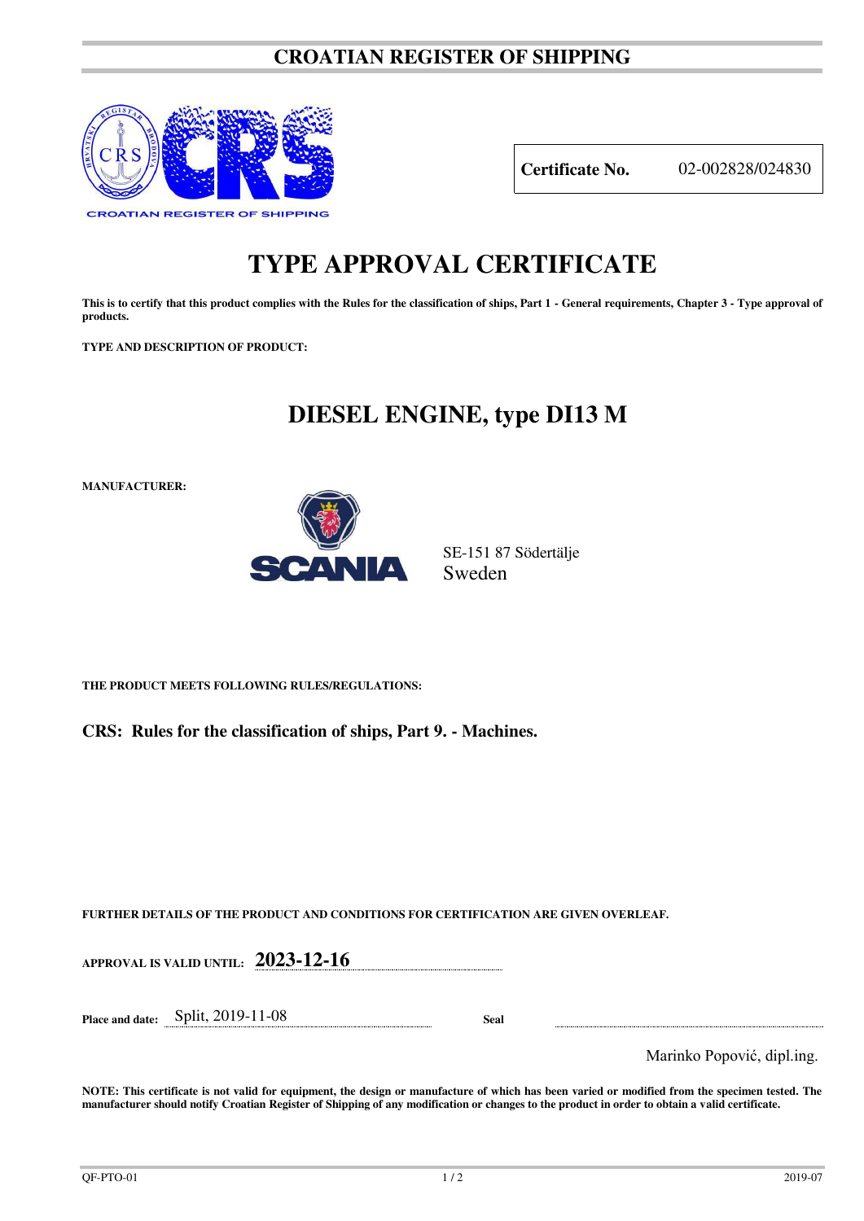# CROATIAN REGISTER OF SHIPPING

CROATIAN REGISTER OF SHIPPING

| **Certificate No.** | 02-002828/024830 |
|---|---|

# TYPE APPROVAL CERTIFICATE

**This is to certify that this product complies with the Rules for the classification of ships, Part 1 - General requirements, Chapter 3 - Type approval of products.**

**TYPE AND DESCRIPTION OF PRODUCT:**

## DIESEL ENGINE, type DI13 M

**MANUFACTURER:**

SCANIA

SE-151 87 Södertälje
Sweden

**THE PRODUCT MEETS FOLLOWING RULES/REGULATIONS:**

**CRS: Rules for the classification of ships, Part 9. - Machines.**

**FURTHER DETAILS OF THE PRODUCT AND CONDITIONS FOR CERTIFICATION ARE GIVEN OVERLEAF.**

**APPROVAL IS VALID UNTIL:** **2023-12-16**

**Place and date:** Split, 2019-11-08 **Seal**

Marinko Popović, dipl.ing.

**NOTE: This certificate is not valid for equipment, the design or manufacture of which has been varied or modified from the specimen tested. The manufacturer should notify Croatian Register of Shipping of any modification or changes to the product in order to obtain a valid certificate.**

QF-PTO-01 2019-07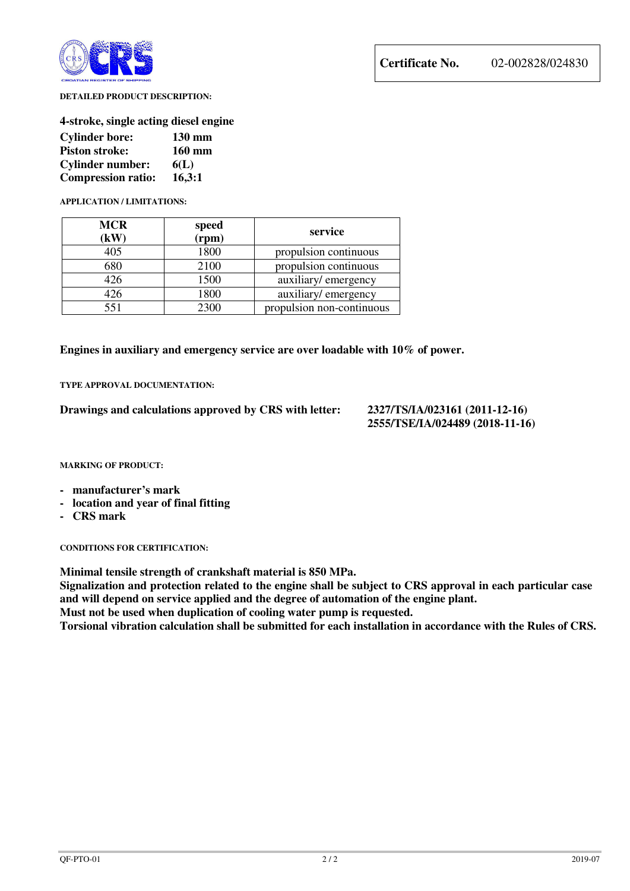| Certificate No. | 02-002828/024830 |
|---|---|

**DETAILED PRODUCT DESCRIPTION:**

**4-stroke, single acting diesel engine**

| | |
|---|---|
| **Cylinder bore:** | **130 mm** |
| **Piston stroke:** | **160 mm** |
| **Cylinder number:** | **6(L)** |
| **Compression ratio:** | **16,3:1** |

**APPLICATION / LIMITATIONS:**

| MCR (kW) | speed (rpm) | service |
|---|---|---|
| 405 | 1800 | propulsion continuous |
| 680 | 2100 | propulsion continuous |
| 426 | 1500 | auxiliary/ emergency |
| 426 | 1800 | auxiliary/ emergency |
| 551 | 2300 | propulsion non-continuous |

**Engines in auxiliary and emergency service are over loadable with 10% of power.**

**TYPE APPROVAL DOCUMENTATION:**

**Drawings and calculations approved by CRS with letter:** **2327/TS/IA/023161 (2011-12-16)**
**2555/TSE/IA/024489 (2018-11-16)**

**MARKING OF PRODUCT:**

- **manufacturer's mark**
- **location and year of final fitting**
- **CRS mark**

**CONDITIONS FOR CERTIFICATION:**

**Minimal tensile strength of crankshaft material is 850 MPa.**
**Signalization and protection related to the engine shall be subject to CRS approval in each particular case and will depend on service applied and the degree of automation of the engine plant.**
**Must not be used when duplication of cooling water pump is requested.**
**Torsional vibration calculation shall be submitted for each installation in accordance with the Rules of CRS.**